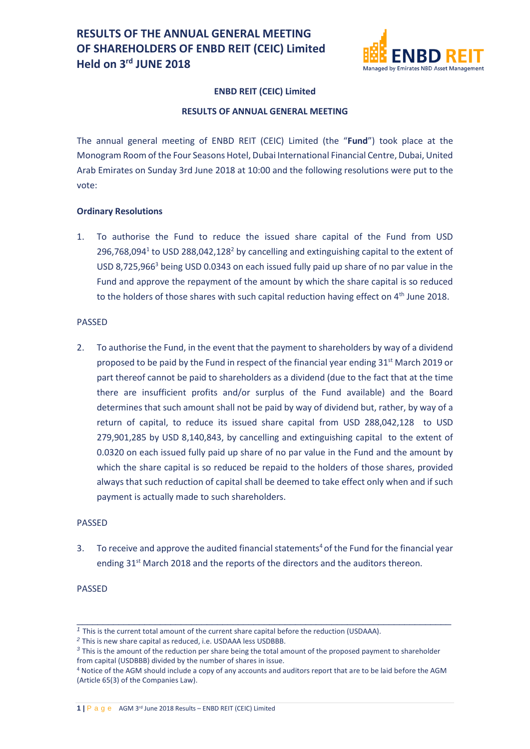# RESULTS OF THE ANNUAL GENERAL MEETING OF SHAREHOLDERS OF ENBD REIT (CEIC) Limited Held on 3rd JUNE 2018

ENBD REIT
Managed by Emirates NBD Asset Management

**ENBD REIT (CEIC) Limited**

**RESULTS OF ANNUAL GENERAL MEETING**

The annual general meeting of ENBD REIT (CEIC) Limited (the "**Fund**") took place at the Monogram Room of the Four Seasons Hotel, Dubai International Financial Centre, Dubai, United Arab Emirates on Sunday 3rd June 2018 at 10:00 and the following resolutions were put to the vote:

**Ordinary Resolutions**

1. To authorise the Fund to reduce the issued share capital of the Fund from USD 296,768,094[1] to USD 288,042,128[2] by cancelling and extinguishing capital to the extent of USD 8,725,966[3] being USD 0.0343 on each issued fully paid up share of no par value in the Fund and approve the repayment of the amount by which the share capital is so reduced to the holders of those shares with such capital reduction having effect on 4th June 2018.

PASSED

2. To authorise the Fund, in the event that the payment to shareholders by way of a dividend proposed to be paid by the Fund in respect of the financial year ending 31st March 2019 or part thereof cannot be paid to shareholders as a dividend (due to the fact that at the time there are insufficient profits and/or surplus of the Fund available) and the Board determines that such amount shall not be paid by way of dividend but, rather, by way of a return of capital, to reduce its issued share capital from USD 288,042,128 to USD 279,901,285 by USD 8,140,843, by cancelling and extinguishing capital to the extent of 0.0320 on each issued fully paid up share of no par value in the Fund and the amount by which the share capital is so reduced be repaid to the holders of those shares, provided always that such reduction of capital shall be deemed to take effect only when and if such payment is actually made to such shareholders.

PASSED

3. To receive and approve the audited financial statements[4] of the Fund for the financial year ending 31st March 2018 and the reports of the directors and the auditors thereon.

PASSED

---

[1] This is the current total amount of the current share capital before the reduction (USDAAA).

[2] This is new share capital as reduced, i.e. USDAAA less USDBBB.

[3] This is the amount of the reduction per share being the total amount of the proposed payment to shareholder from capital (USDBBB) divided by the number of shares in issue.

[4] Notice of the AGM should include a copy of any accounts and auditors report that are to be laid before the AGM (Article 65(3) of the Companies Law).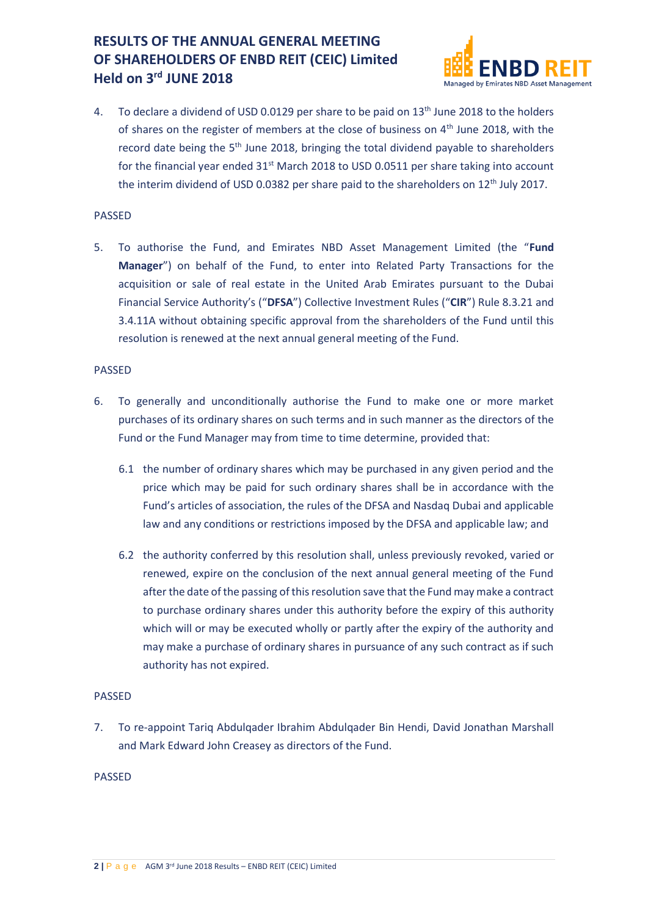4. To declare a dividend of USD 0.0129 per share to be paid on 13th June 2018 to the holders of shares on the register of members at the close of business on 4th June 2018, with the record date being the 5th June 2018, bringing the total dividend payable to shareholders for the financial year ended 31st March 2018 to USD 0.0511 per share taking into account the interim dividend of USD 0.0382 per share paid to the shareholders on 12th July 2017.

PASSED

5. To authorise the Fund, and Emirates NBD Asset Management Limited (the "**Fund Manager**") on behalf of the Fund, to enter into Related Party Transactions for the acquisition or sale of real estate in the United Arab Emirates pursuant to the Dubai Financial Service Authority's ("**DFSA**") Collective Investment Rules ("**CIR**") Rule 8.3.21 and 3.4.11A without obtaining specific approval from the shareholders of the Fund until this resolution is renewed at the next annual general meeting of the Fund.

PASSED

6. To generally and unconditionally authorise the Fund to make one or more market purchases of its ordinary shares on such terms and in such manner as the directors of the Fund or the Fund Manager may from time to time determine, provided that:

   6.1 the number of ordinary shares which may be purchased in any given period and the price which may be paid for such ordinary shares shall be in accordance with the Fund's articles of association, the rules of the DFSA and Nasdaq Dubai and applicable law and any conditions or restrictions imposed by the DFSA and applicable law; and

   6.2 the authority conferred by this resolution shall, unless previously revoked, varied or renewed, expire on the conclusion of the next annual general meeting of the Fund after the date of the passing of this resolution save that the Fund may make a contract to purchase ordinary shares under this authority before the expiry of this authority which will or may be executed wholly or partly after the expiry of the authority and may make a purchase of ordinary shares in pursuance of any such contract as if such authority has not expired.

PASSED

7. To re-appoint Tariq Abdulqader Ibrahim Abdulqader Bin Hendi, David Jonathan Marshall and Mark Edward John Creasey as directors of the Fund.

PASSED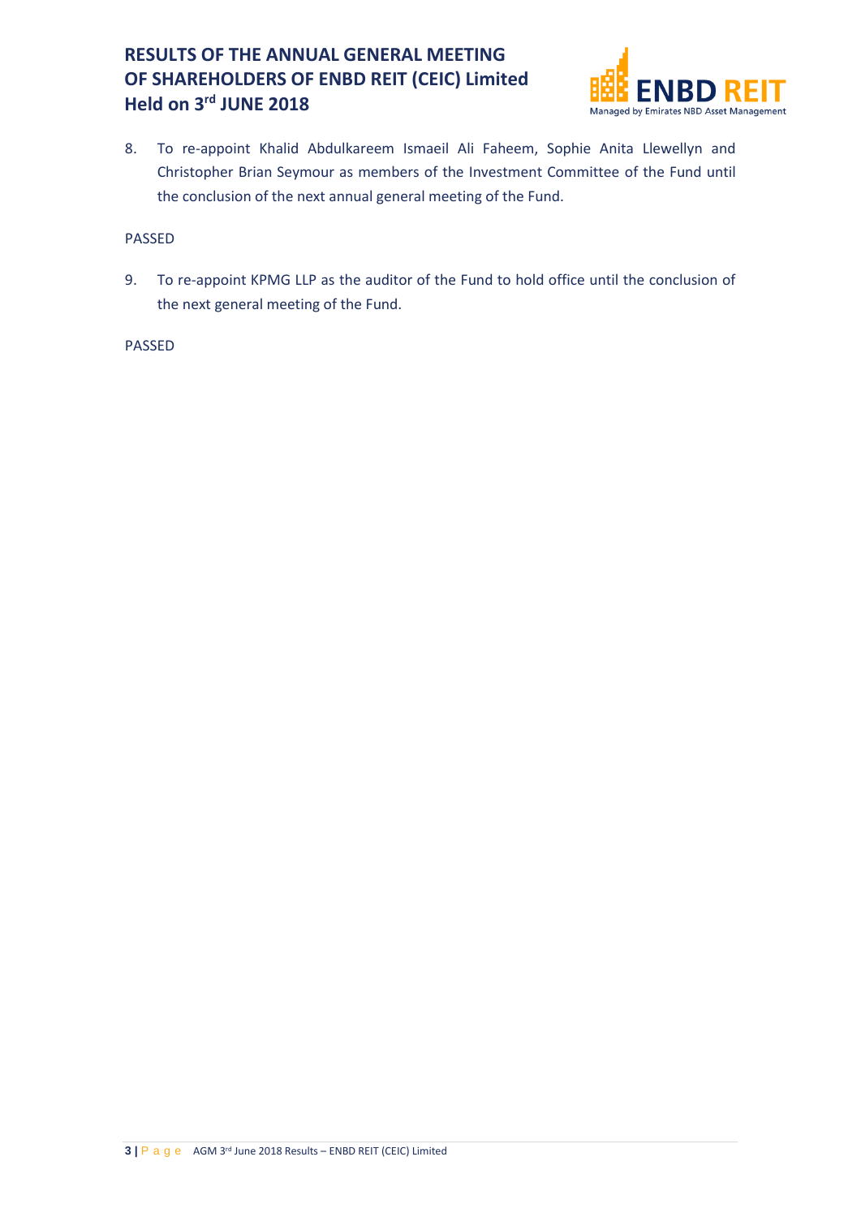8. To re-appoint Khalid Abdulkareem Ismaeil Ali Faheem, Sophie Anita Llewellyn and Christopher Brian Seymour as members of the Investment Committee of the Fund until the conclusion of the next annual general meeting of the Fund.

PASSED

9. To re-appoint KPMG LLP as the auditor of the Fund to hold office until the conclusion of the next general meeting of the Fund.

PASSED